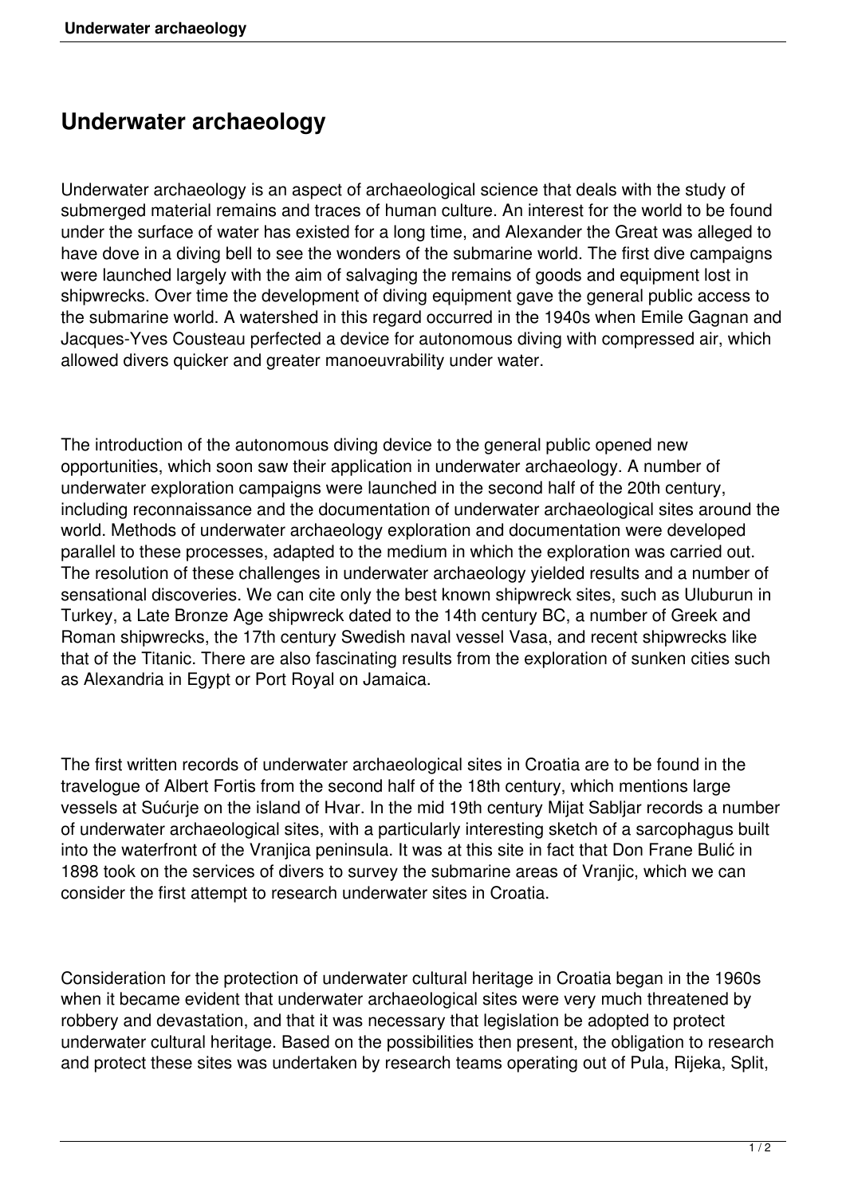# Underwater archaeology

Underwater archaeology is an aspect of archaeological science that deals with the study of submerged material remains and traces of human culture. An interest for the world to be found under the surface of water has existed for a long time, and Alexander the Great was alleged to have dove in a diving bell to see the wonders of the submarine world. The first dive campaigns were launched largely with the aim of salvaging the remains of goods and equipment lost in shipwrecks. Over time the development of diving equipment gave the general public access to the submarine world. A watershed in this regard occurred in the 1940s when Emile Gagnan and Jacques-Yves Cousteau perfected a device for autonomous diving with compressed air, which allowed divers quicker and greater manoeuvrability under water.

The introduction of the autonomous diving device to the general public opened new opportunities, which soon saw their application in underwater archaeology. A number of underwater exploration campaigns were launched in the second half of the 20th century, including reconnaissance and the documentation of underwater archaeological sites around the world. Methods of underwater archaeology exploration and documentation were developed parallel to these processes, adapted to the medium in which the exploration was carried out. The resolution of these challenges in underwater archaeology yielded results and a number of sensational discoveries. We can cite only the best known shipwreck sites, such as Uluburun in Turkey, a Late Bronze Age shipwreck dated to the 14th century BC, a number of Greek and Roman shipwrecks, the 17th century Swedish naval vessel Vasa, and recent shipwrecks like that of the Titanic. There are also fascinating results from the exploration of sunken cities such as Alexandria in Egypt or Port Royal on Jamaica.

The first written records of underwater archaeological sites in Croatia are to be found in the travelogue of Albert Fortis from the second half of the 18th century, which mentions large vessels at Sućurje on the island of Hvar. In the mid 19th century Mijat Sabljar records a number of underwater archaeological sites, with a particularly interesting sketch of a sarcophagus built into the waterfront of the Vranjica peninsula. It was at this site in fact that Don Frane Bulić in 1898 took on the services of divers to survey the submarine areas of Vranjic, which we can consider the first attempt to research underwater sites in Croatia.

Consideration for the protection of underwater cultural heritage in Croatia began in the 1960s when it became evident that underwater archaeological sites were very much threatened by robbery and devastation, and that it was necessary that legislation be adopted to protect underwater cultural heritage. Based on the possibilities then present, the obligation to research and protect these sites was undertaken by research teams operating out of Pula, Rijeka, Split,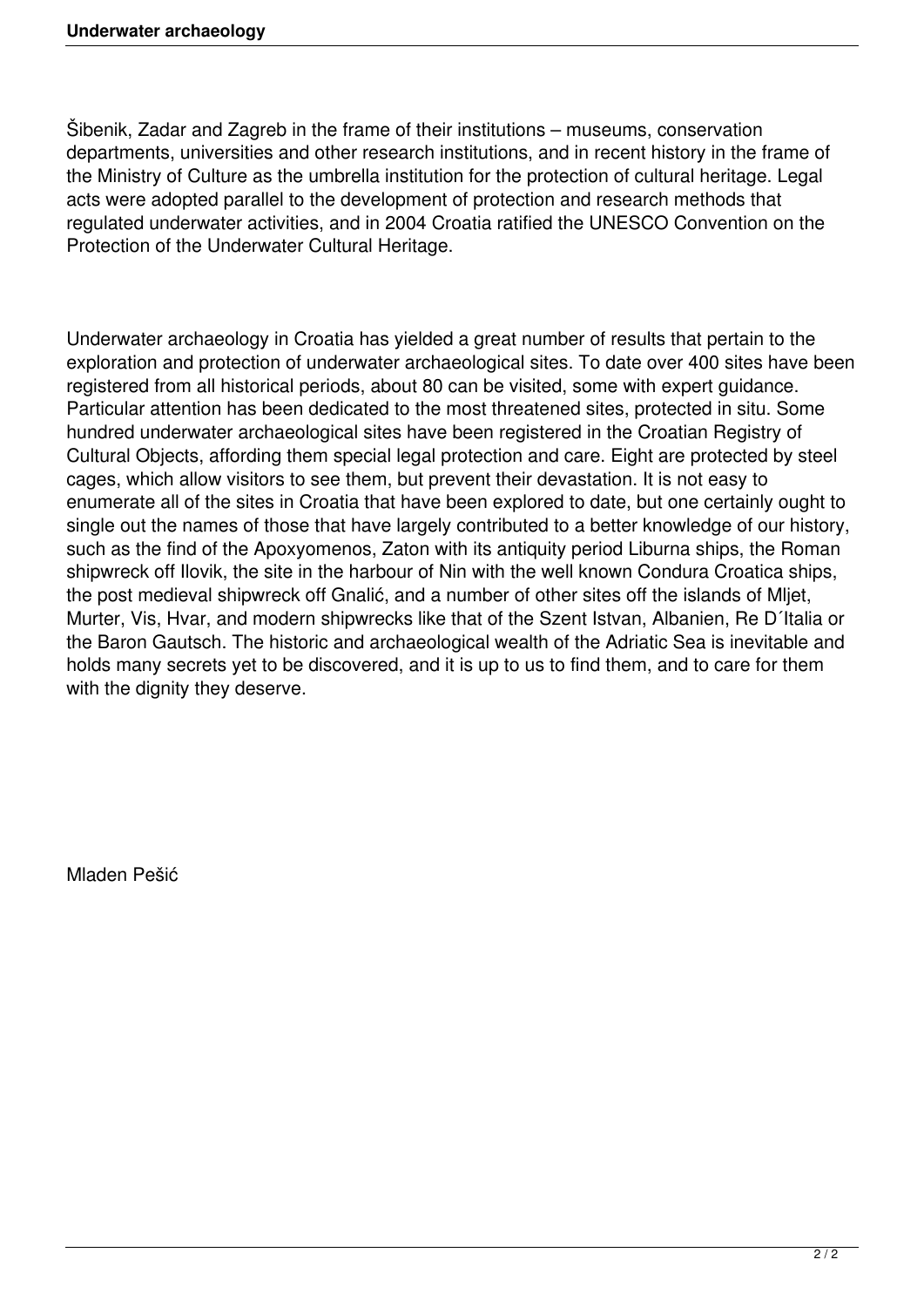Šibenik, Zadar and Zagreb in the frame of their institutions – museums, conservation departments, universities and other research institutions, and in recent history in the frame of the Ministry of Culture as the umbrella institution for the protection of cultural heritage. Legal acts were adopted parallel to the development of protection and research methods that regulated underwater activities, and in 2004 Croatia ratified the UNESCO Convention on the Protection of the Underwater Cultural Heritage.

Underwater archaeology in Croatia has yielded a great number of results that pertain to the exploration and protection of underwater archaeological sites. To date over 400 sites have been registered from all historical periods, about 80 can be visited, some with expert guidance. Particular attention has been dedicated to the most threatened sites, protected in situ. Some hundred underwater archaeological sites have been registered in the Croatian Registry of Cultural Objects, affording them special legal protection and care. Eight are protected by steel cages, which allow visitors to see them, but prevent their devastation. It is not easy to enumerate all of the sites in Croatia that have been explored to date, but one certainly ought to single out the names of those that have largely contributed to a better knowledge of our history, such as the find of the Apoxyomenos, Zaton with its antiquity period Liburna ships, the Roman shipwreck off Ilovik, the site in the harbour of Nin with the well known Condura Croatica ships, the post medieval shipwreck off Gnalić, and a number of other sites off the islands of Mljet, Murter, Vis, Hvar, and modern shipwrecks like that of the Szent Istvan, Albanien, Re D´Italia or the Baron Gautsch. The historic and archaeological wealth of the Adriatic Sea is inevitable and holds many secrets yet to be discovered, and it is up to us to find them, and to care for them with the dignity they deserve.

Mladen Pešić